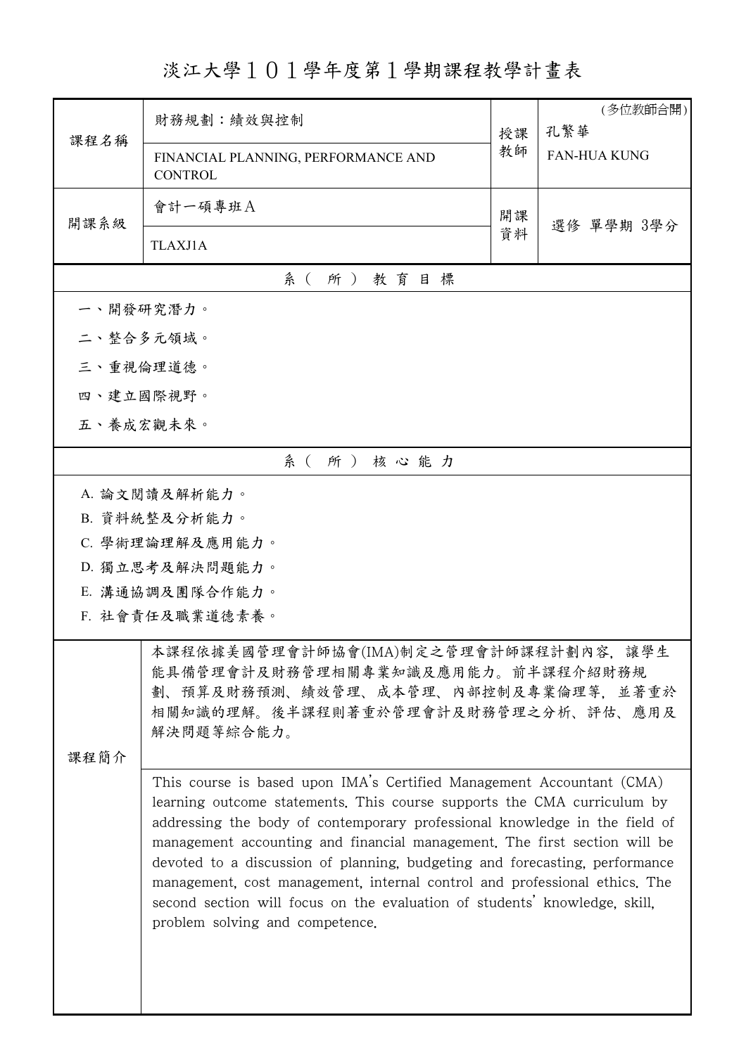# 淡江大學１０１學年度第１學期課程教學計畫表

| 課程名稱 | 財務規劃：績效與控制 | 授課教師 | (多位教師合開) 孔繁華 |
|---|---|---|---|
| | FINANCIAL PLANNING, PERFORMANCE AND CONTROL | | FAN-HUA KUNG |
| 開課系級 | 會計一碩專班Ａ | 開課資料 | 選修 單學期 3學分 |
| | TLAXJ1A | | |

## 系（所）教育目標

一、開發研究潛力。

二、整合多元領域。

三、重視倫理道德。

四、建立國際視野。

五、養成宏觀未來。

## 系（所）核心能力

A. 論文閱讀及解析能力。

B. 資料統整及分析能力。

C. 學術理論理解及應用能力。

D. 獨立思考及解決問題能力。

E. 溝通協調及團隊合作能力。

F. 社會責任及職業道德素養。

## 課程簡介

本課程依據美國管理會計師協會(IMA)制定之管理會計師課程計劃內容，讓學生能具備管理會計及財務管理相關專業知識及應用能力。前半課程介紹財務規劃、預算及財務預測、績效管理、成本管理、內部控制及專業倫理等，並著重於相關知識的理解。後半課程則著重於管理會計及財務管理之分析、評估、應用及解決問題等綜合能力。

This course is based upon IMA's Certified Management Accountant (CMA) learning outcome statements. This course supports the CMA curriculum by addressing the body of contemporary professional knowledge in the field of management accounting and financial management. The first section will be devoted to a discussion of planning, budgeting and forecasting, performance management, cost management, internal control and professional ethics. The second section will focus on the evaluation of students' knowledge, skill, problem solving and competence.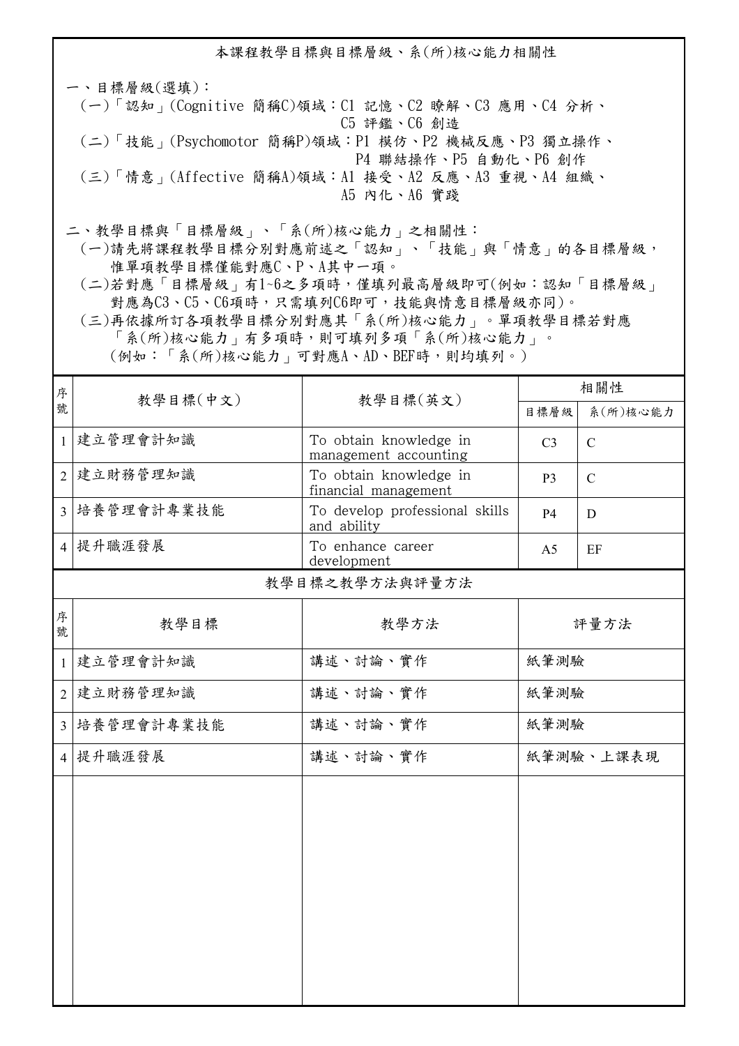## 本課程教學目標與目標層級、系(所)核心能力相關性

一、目標層級(選填)：

(一)「認知」(Cognitive 簡稱C)領域：C1 記憶、C2 瞭解、C3 應用、C4 分析、C5 評鑑、C6 創造

(二)「技能」(Psychomotor 簡稱P)領域：P1 模仿、P2 機械反應、P3 獨立操作、P4 聯結操作、P5 自動化、P6 創作

(三)「情意」(Affective 簡稱A)領域：A1 接受、A2 反應、A3 重視、A4 組織、A5 內化、A6 實踐

二、教學目標與「目標層級」、「系(所)核心能力」之相關性：

(一)請先將課程教學目標分別對應前述之「認知」、「技能」與「情意」的各目標層級，惟單項教學目標僅能對應C、P、A其中一項。

(二)若對應「目標層級」有1~6之多項時，僅填列最高層級即可(例如：認知「目標層級」對應為C3、C5、C6項時，只需填列C6即可，技能與情意目標層級亦同)。

(三)再依據所訂各項教學目標分別對應其「系(所)核心能力」。單項教學目標若對應「系(所)核心能力」有多項時，則可填列多項「系(所)核心能力」。(例如：「系(所)核心能力」可對應A、AD、BEF時，則均填列。)

| 序號 | 教學目標(中文) | 教學目標(英文) | 相關性 | |
|---|---|---|---|---|
| | | | 目標層級 | 系(所)核心能力 |
| 1 | 建立管理會計知識 | To obtain knowledge in management accounting | C3 | C |
| 2 | 建立財務管理知識 | To obtain knowledge in financial management | P3 | C |
| 3 | 培養管理會計專業技能 | To develop professional skills and ability | P4 | D |
| 4 | 提升職涯發展 | To enhance career development | A5 | EF |

## 教學目標之教學方法與評量方法

| 序號 | 教學目標 | 教學方法 | 評量方法 |
|---|---|---|---|
| 1 | 建立管理會計知識 | 講述、討論、實作 | 紙筆測驗 |
| 2 | 建立財務管理知識 | 講述、討論、實作 | 紙筆測驗 |
| 3 | 培養管理會計專業技能 | 講述、討論、實作 | 紙筆測驗 |
| 4 | 提升職涯發展 | 講述、討論、實作 | 紙筆測驗、上課表現 |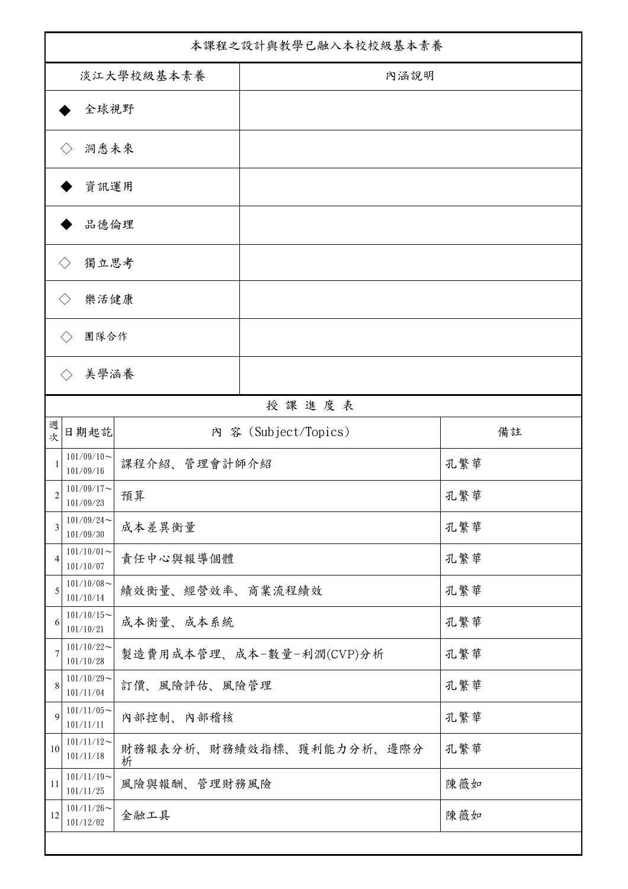| 本課程之設計與教學已融入本校校級基本素養 | |
|---|---|
| 淡江大學校級基本素養 | 內涵說明 |
| ◆ 全球視野 | |
| ◇ 洞悉未來 | |
| ◆ 資訊運用 | |
| ◆ 品德倫理 | |
| ◇ 獨立思考 | |
| ◇ 樂活健康 | |
| ◇ 團隊合作 | |
| ◇ 美學涵養 | |

授 課 進 度 表

| 週次 | 日期起訖 | 內 容 (Subject/Topics) | 備註 |
|---|---|---|---|
| 1 | 101/09/10～101/09/16 | 課程介紹、管理會計師介紹 | 孔繁華 |
| 2 | 101/09/17～101/09/23 | 預算 | 孔繁華 |
| 3 | 101/09/24～101/09/30 | 成本差異衡量 | 孔繁華 |
| 4 | 101/10/01～101/10/07 | 責任中心與報導個體 | 孔繁華 |
| 5 | 101/10/08～101/10/14 | 績效衡量、經營效率、商業流程績效 | 孔繁華 |
| 6 | 101/10/15～101/10/21 | 成本衡量、成本系統 | 孔繁華 |
| 7 | 101/10/22～101/10/28 | 製造費用成本管理、成本-數量-利潤(CVP)分析 | 孔繁華 |
| 8 | 101/10/29～101/11/04 | 訂價、風險評估、風險管理 | 孔繁華 |
| 9 | 101/11/05～101/11/11 | 內部控制、內部稽核 | 孔繁華 |
| 10 | 101/11/12～101/11/18 | 財務報表分析、財務績效指標、獲利能力分析、邊際分析 | 孔繁華 |
| 11 | 101/11/19～101/11/25 | 風險與報酬、管理財務風險 | 陳薇如 |
| 12 | 101/11/26～101/12/02 | 金融工具 | 陳薇如 |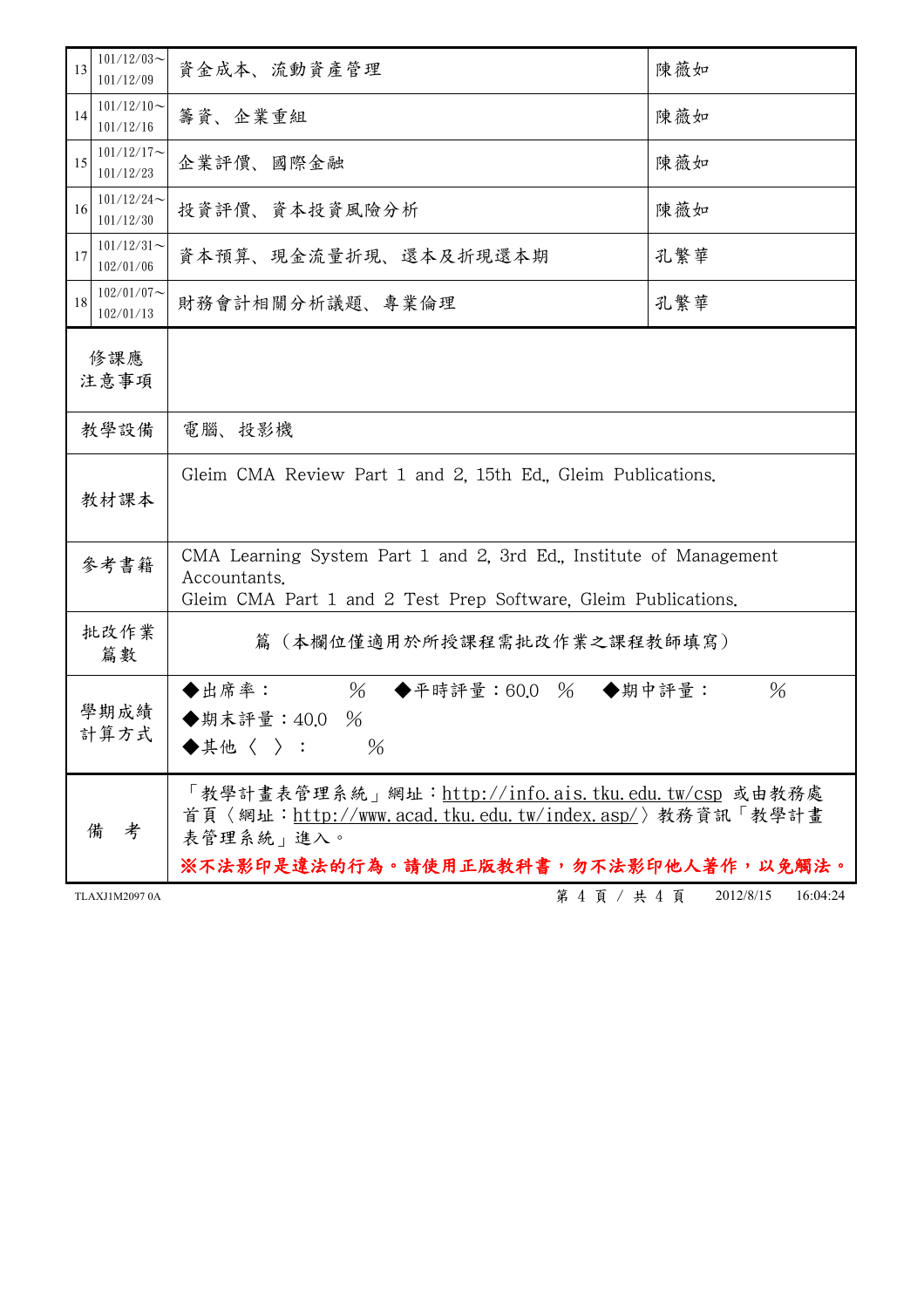| | | | |
|---|---|---|---|
| 13 | 101/12/03～<br>101/12/09 | 資金成本、流動資產管理 | 陳薇如 |
| 14 | 101/12/10～<br>101/12/16 | 籌資、企業重組 | 陳薇如 |
| 15 | 101/12/17～<br>101/12/23 | 企業評價、國際金融 | 陳薇如 |
| 16 | 101/12/24～<br>101/12/30 | 投資評價、資本投資風險分析 | 陳薇如 |
| 17 | 101/12/31～<br>102/01/06 | 資本預算、現金流量折現、還本及折現還本期 | 孔繁華 |
| 18 | 102/01/07～<br>102/01/13 | 財務會計相關分析議題、專業倫理 | 孔繁華 |

| | |
|---|---|
| 修課應注意事項 | |
| 教學設備 | 電腦、投影機 |
| 教材課本 | Gleim CMA Review Part 1 and 2, 15th Ed., Gleim Publications. |
| 參考書籍 | CMA Learning System Part 1 and 2, 3rd Ed., Institute of Management Accountants.<br>Gleim CMA Part 1 and 2 Test Prep Software, Gleim Publications. |
| 批改作業篇數 | 篇（本欄位僅適用於所授課程需批改作業之課程教師填寫） |
| 學期成績計算方式 | ◆出席率： ％ ◆平時評量：60.0 ％ ◆期中評量： ％<br>◆期末評量：40.0 ％<br>◆其他〈 〉： ％ |
| 備　考 | 「教學計畫表管理系統」網址：http://info.ais.tku.edu.tw/csp 或由教務處首頁〈網址：http://www.acad.tku.edu.tw/index.asp/〉教務資訊「教學計畫表管理系統」進入。<br>**※不法影印是違法的行為。請使用正版教科書，勿不法影印他人著作，以免觸法。** |

TLAXJ1M2097 0A　　2012/8/15　16:04:24